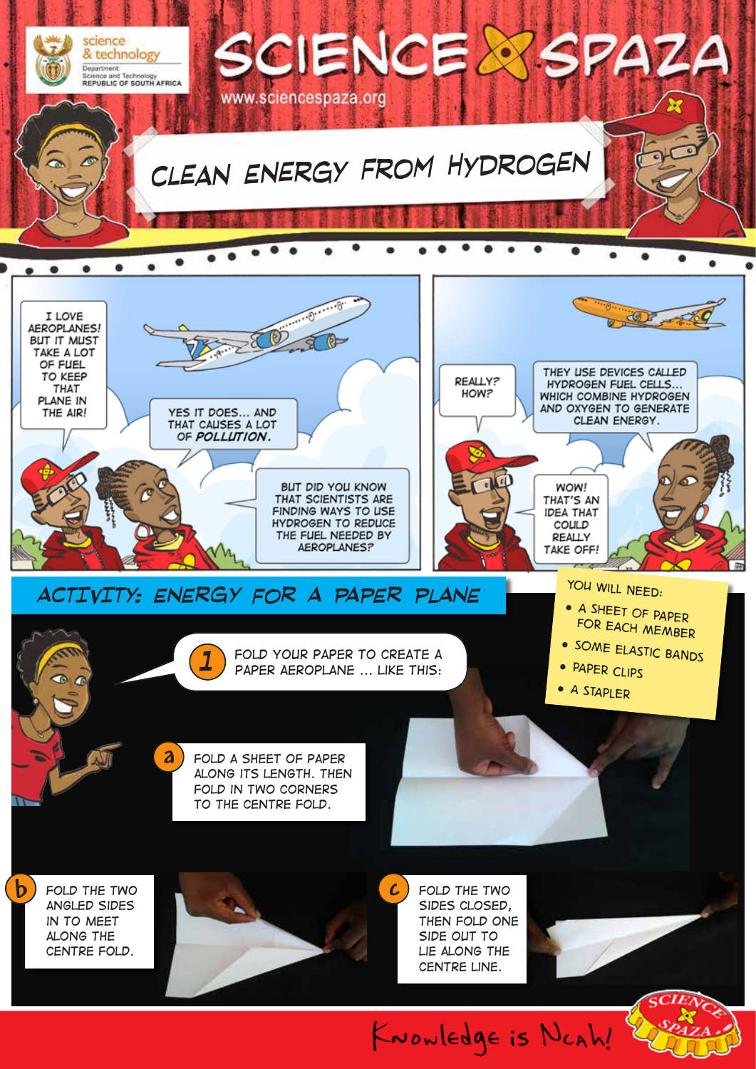# SCIENCE SPAZA

science & technology
Department: Science and Technology
REPUBLIC OF SOUTH AFRICA

www.sciencespaza.org

## CLEAN ENERGY FROM HYDROGEN

I LOVE AEROPLANES! BUT IT MUST TAKE A LOT OF FUEL TO KEEP THAT PLANE IN THE AIR!

YES IT DOES... AND THAT CAUSES A LOT OF **POLLUTION**.

BUT DID YOU KNOW THAT SCIENTISTS ARE FINDING WAYS TO USE HYDROGEN TO REDUCE THE FUEL NEEDED BY AEROPLANES?

REALLY? HOW?

THEY USE DEVICES CALLED HYDROGEN FUEL CELLS... WHICH COMBINE HYDROGEN AND OXYGEN TO GENERATE CLEAN ENERGY.

WOW! THAT'S AN IDEA THAT COULD REALLY TAKE OFF!

## ACTIVITY: ENERGY FOR A PAPER PLANE

YOU WILL NEED:

- A SHEET OF PAPER FOR EACH MEMBER
- SOME ELASTIC BANDS
- PAPER CLIPS
- A STAPLER

**1** FOLD YOUR PAPER TO CREATE A PAPER AEROPLANE ... LIKE THIS:

**a** FOLD A SHEET OF PAPER ALONG ITS LENGTH. THEN FOLD IN TWO CORNERS TO THE CENTRE FOLD.

**b** FOLD THE TWO ANGLED SIDES IN TO MEET ALONG THE CENTRE FOLD.

**c** FOLD THE TWO SIDES CLOSED, THEN FOLD ONE SIDE OUT TO LIE ALONG THE CENTRE LINE.

Knowledge is Neah!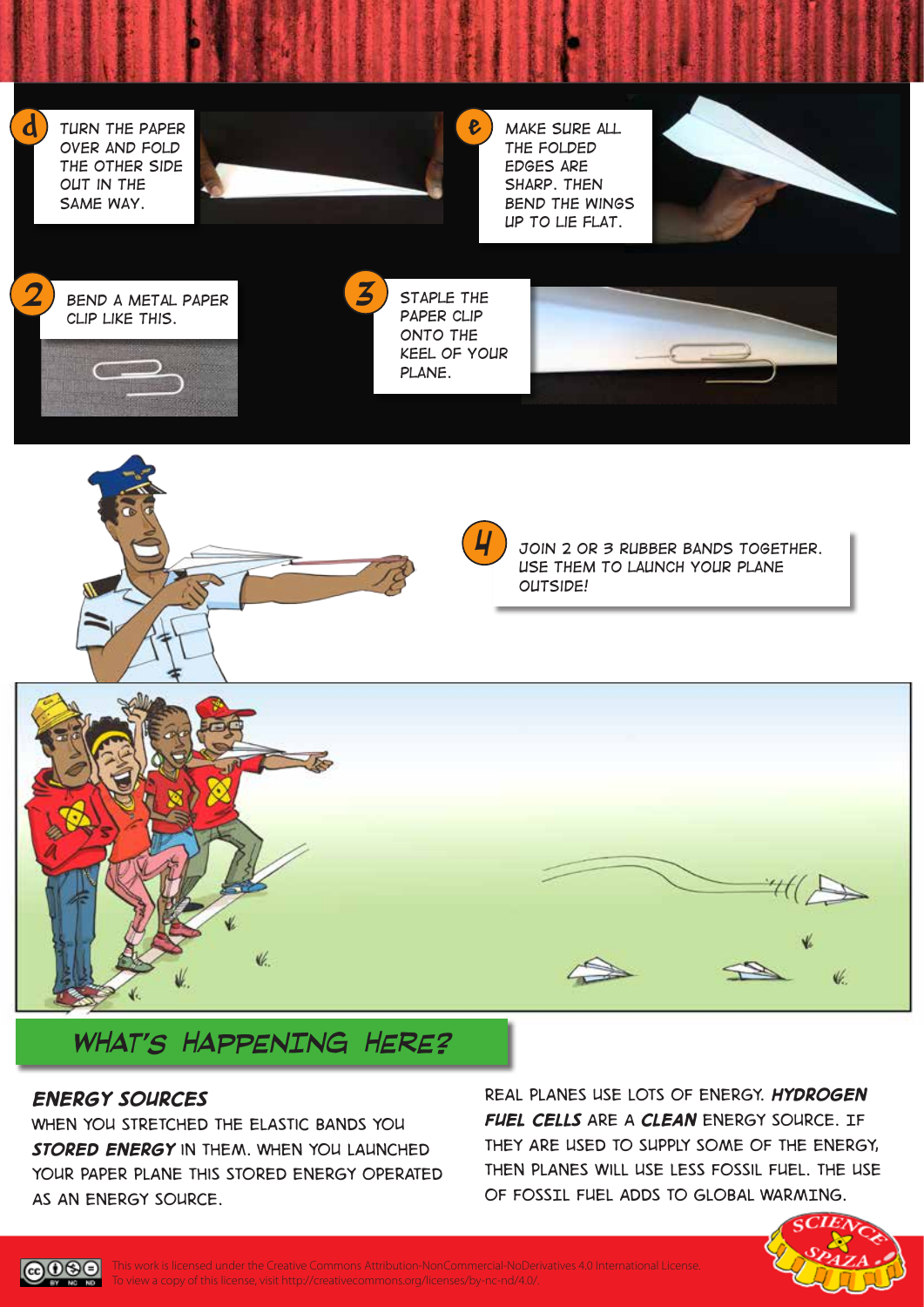**d** TURN THE PAPER OVER AND FOLD THE OTHER SIDE OUT IN THE SAME WAY.

**e** MAKE SURE ALL THE FOLDED EDGES ARE SHARP. THEN BEND THE WINGS UP TO LIE FLAT.

**2** BEND A METAL PAPER CLIP LIKE THIS.

**3** STAPLE THE PAPER CLIP ONTO THE KEEL OF YOUR PLANE.

**4** JOIN 2 OR 3 RUBBER BANDS TOGETHER. USE THEM TO LAUNCH YOUR PLANE OUTSIDE!

## WHAT'S HAPPENING HERE?

### ENERGY SOURCES

WHEN YOU STRETCHED THE ELASTIC BANDS YOU ***STORED ENERGY*** IN THEM. WHEN YOU LAUNCHED YOUR PAPER PLANE THIS STORED ENERGY OPERATED AS AN ENERGY SOURCE.

REAL PLANES USE LOTS OF ENERGY. ***HYDROGEN FUEL CELLS*** ARE A ***CLEAN*** ENERGY SOURCE. IF THEY ARE USED TO SUPPLY SOME OF THE ENERGY, THEN PLANES WILL USE LESS FOSSIL FUEL. THE USE OF FOSSIL FUEL ADDS TO GLOBAL WARMING.

This work is licensed under the Creative Commons Attribution-NonCommercial-NoDerivatives 4.0 International License. To view a copy of this license, visit http://creativecommons.org/licenses/by-nc-nd/4.0/.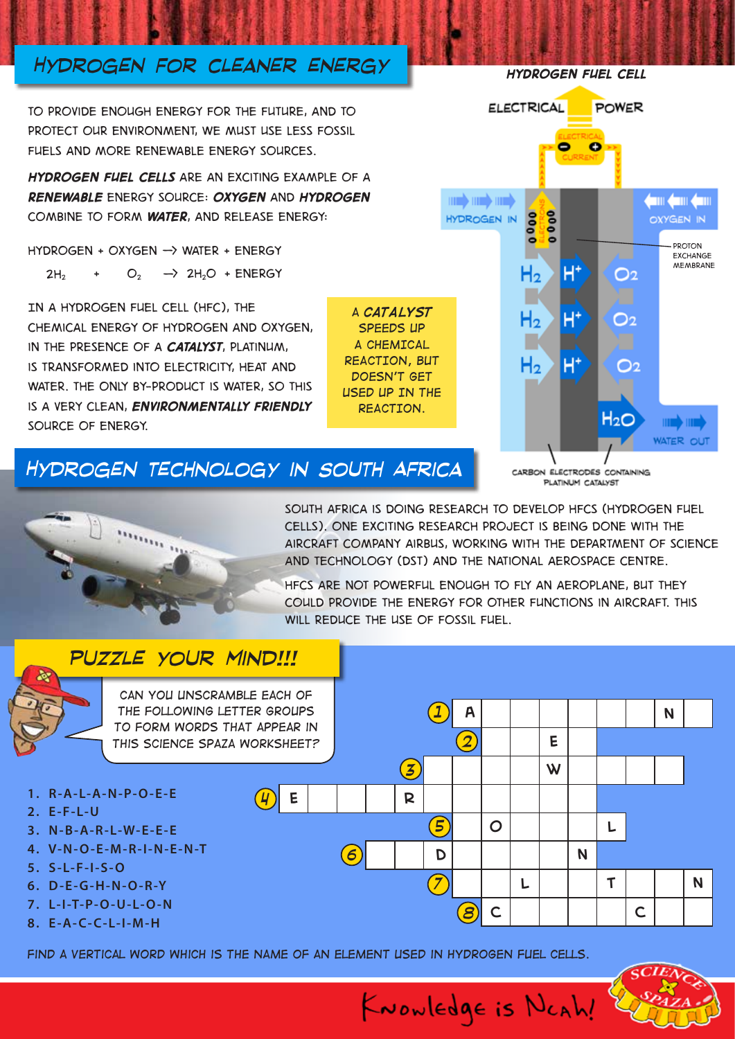## HYDROGEN FOR CLEANER ENERGY

TO PROVIDE ENOUGH ENERGY FOR THE FUTURE, AND TO PROTECT OUR ENVIRONMENT, WE MUST USE LESS FOSSIL FUELS AND MORE RENEWABLE ENERGY SOURCES.

***HYDROGEN FUEL CELLS*** ARE AN EXCITING EXAMPLE OF A ***RENEWABLE*** ENERGY SOURCE: ***OXYGEN*** AND ***HYDROGEN*** COMBINE TO FORM ***WATER***, AND RELEASE ENERGY:

HYDROGEN + OXYGEN → WATER + ENERGY

$$2H_2 + O_2 \rightarrow 2H_2O + \text{ENERGY}$$

IN A HYDROGEN FUEL CELL (HFC), THE CHEMICAL ENERGY OF HYDROGEN AND OXYGEN, IN THE PRESENCE OF A ***CATALYST***, PLATINUM, IS TRANSFORMED INTO ELECTRICITY, HEAT AND WATER. THE ONLY BY-PRODUCT IS WATER, SO THIS IS A VERY CLEAN, ***ENVIRONMENTALLY FRIENDLY*** SOURCE OF ENERGY.

A ***CATALYST*** SPEEDS UP A CHEMICAL REACTION, BUT DOESN'T GET USED UP IN THE REACTION.

**HYDROGEN FUEL CELL**

ELECTRICAL POWER

ELECTRICAL CURRENT

HYDROGEN IN — OXYGEN IN

ELECTRONS

$H_2$ → $H^+$ ← $O_2$

$H_2$ → $H^+$ ← $O_2$

$H_2$ → $H^+$ ← $O_2$

$H_2O$ → WATER OUT

PROTON EXCHANGE MEMBRANE

CARBON ELECTRODES CONTAINING PLATINUM CATALYST

## HYDROGEN TECHNOLOGY IN SOUTH AFRICA

SOUTH AFRICA IS DOING RESEARCH TO DEVELOP HFCS (HYDROGEN FUEL CELLS). ONE EXCITING RESEARCH PROJECT IS BEING DONE WITH THE AIRCRAFT COMPANY AIRBUS, WORKING WITH THE DEPARTMENT OF SCIENCE AND TECHNOLOGY (DST) AND THE NATIONAL AEROSPACE CENTRE.

HFCS ARE NOT POWERFUL ENOUGH TO FLY AN AEROPLANE, BUT THEY COULD PROVIDE THE ENERGY FOR OTHER FUNCTIONS IN AIRCRAFT. THIS WILL REDUCE THE USE OF FOSSIL FUEL.

## PUZZLE YOUR MIND!!!

CAN YOU UNSCRAMBLE EACH OF THE FOLLOWING LETTER GROUPS TO FORM WORDS THAT APPEAR IN THIS SCIENCE SPAZA WORKSHEET?

1. R-A-L-A-N-P-O-E-E
2. E-F-L-U
3. N-B-A-R-L-W-E-E-E
4. V-N-O-E-M-R-I-N-E-N-T
5. S-L-F-I-S-O
6. D-E-G-H-N-O-R-Y
7. L-I-T-P-O-U-L-O-N
8. E-A-C-C-L-I-M-H

Crossword clues with given letters:
1. A _ _ _ _ _ _ _ N _
2. _ _ E _
3. _ _ _ _ W _ _ _ _
4. E _ _ _ _ R _ _ _ _ _
5. _ O _ _ _ L
6. _ _ D _ _ _ N _
7. _ _ L _ _ T _ _ N
8. C _ _ _ _ _ C _

FIND A VERTICAL WORD WHICH IS THE NAME OF AN ELEMENT USED IN HYDROGEN FUEL CELLS.

Knowledge is Neah!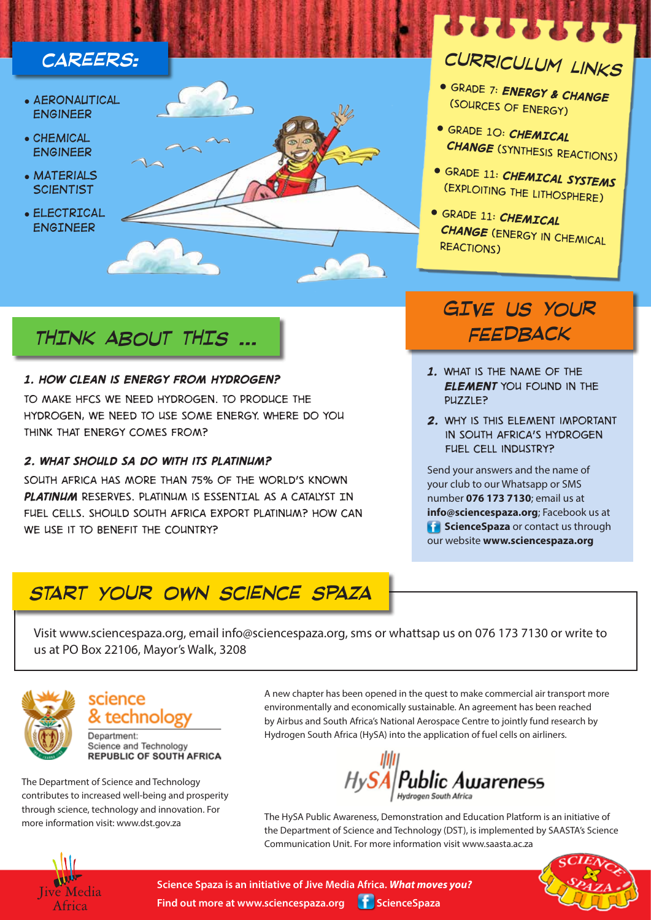## CAREERS:

- AERONAUTICAL ENGINEER
- CHEMICAL ENGINEER
- MATERIALS SCIENTIST
- ELECTRICAL ENGINEER

## CURRICULUM LINKS

- GRADE 7: ***ENERGY & CHANGE*** (SOURCES OF ENERGY)
- GRADE 10: ***CHEMICAL CHANGE*** (SYNTHESIS REACTIONS)
- GRADE 11: ***CHEMICAL SYSTEMS*** (EXPLOITING THE LITHOSPHERE)
- GRADE 11: ***CHEMICAL CHANGE*** (ENERGY IN CHEMICAL REACTIONS)

## THINK ABOUT THIS ...

***1. HOW CLEAN IS ENERGY FROM HYDROGEN?***

TO MAKE HFCS WE NEED HYDROGEN. TO PRODUCE THE HYDROGEN, WE NEED TO USE SOME ENERGY. WHERE DO YOU THINK THAT ENERGY COMES FROM?

***2. WHAT SHOULD SA DO WITH ITS PLATINUM?***

SOUTH AFRICA HAS MORE THAN 75% OF THE WORLD'S KNOWN ***PLATINUM*** RESERVES. PLATINUM IS ESSENTIAL AS A CATALYST IN FUEL CELLS. SHOULD SOUTH AFRICA EXPORT PLATINUM? HOW CAN WE USE IT TO BENEFIT THE COUNTRY?

## GIVE US YOUR FEEDBACK

1. WHAT IS THE NAME OF THE ***ELEMENT*** YOU FOUND IN THE PUZZLE?
2. WHY IS THIS ELEMENT IMPORTANT IN SOUTH AFRICA'S HYDROGEN FUEL CELL INDUSTRY?

Send your answers and the name of your club to our Whatsapp or SMS number **076 173 7130**; email us at **info@sciencespaza.org**; Facebook us at **ScienceSpaza** or contact us through our website **www.sciencespaza.org**

## START YOUR OWN SCIENCE SPAZA

Visit www.sciencespaza.org, email info@sciencespaza.org, sms or whattsap us on 076 173 7130 or write to us at PO Box 22106, Mayor's Walk, 3208

science & technology
Department: Science and Technology
**REPUBLIC OF SOUTH AFRICA**

The Department of Science and Technology contributes to increased well-being and prosperity through science, technology and innovation. For more information visit: www.dst.gov.za

A new chapter has been opened in the quest to make commercial air transport more environmentally and economically sustainable. An agreement has been reached by Airbus and South Africa's National Aerospace Centre to jointly fund research by Hydrogen South Africa (HySA) into the application of fuel cells on airliners.

HySA Public Awareness
Hydrogen South Africa

The HySA Public Awareness, Demonstration and Education Platform is an initiative of the Department of Science and Technology (DST), is implemented by SAASTA's Science Communication Unit. For more information visit www.saasta.ac.za

Jive Media Africa

**Science Spaza is an initiative of Jive Media Africa. *What moves you?***
**Find out more at www.sciencespaza.org ScienceSpaza**